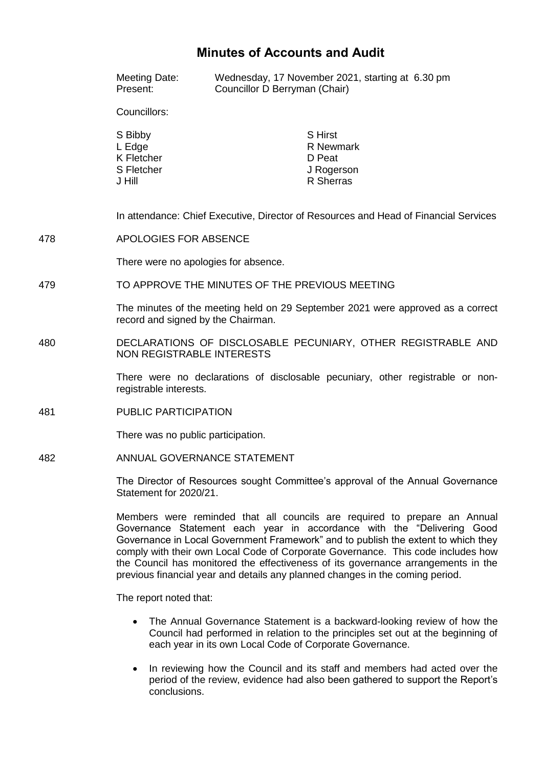# Minutes of Accounts and Audit

Meeting Date: Wednesday, 17 November 2021, starting at 6.30 pm
Present: Councillor D Berryman (Chair)

Councillors:

S Bibby
L Edge
K Fletcher
S Fletcher
J Hill
S Hirst
R Newmark
D Peat
J Rogerson
R Sherras

In attendance: Chief Executive, Director of Resources and Head of Financial Services

478 APOLOGIES FOR ABSENCE

There were no apologies for absence.

479 TO APPROVE THE MINUTES OF THE PREVIOUS MEETING

The minutes of the meeting held on 29 September 2021 were approved as a correct record and signed by the Chairman.

480 DECLARATIONS OF DISCLOSABLE PECUNIARY, OTHER REGISTRABLE AND NON REGISTRABLE INTERESTS

There were no declarations of disclosable pecuniary, other registrable or non-registrable interests.

481 PUBLIC PARTICIPATION

There was no public participation.

482 ANNUAL GOVERNANCE STATEMENT

The Director of Resources sought Committee's approval of the Annual Governance Statement for 2020/21.

Members were reminded that all councils are required to prepare an Annual Governance Statement each year in accordance with the "Delivering Good Governance in Local Government Framework" and to publish the extent to which they comply with their own Local Code of Corporate Governance. This code includes how the Council has monitored the effectiveness of its governance arrangements in the previous financial year and details any planned changes in the coming period.

The report noted that:

- The Annual Governance Statement is a backward-looking review of how the Council had performed in relation to the principles set out at the beginning of each year in its own Local Code of Corporate Governance.
- In reviewing how the Council and its staff and members had acted over the period of the review, evidence had also been gathered to support the Report's conclusions.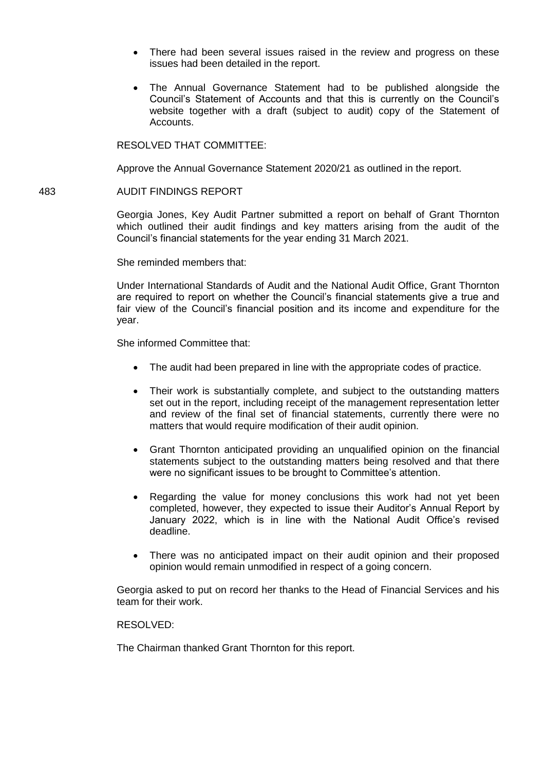- There had been several issues raised in the review and progress on these issues had been detailed in the report.

- The Annual Governance Statement had to be published alongside the Council's Statement of Accounts and that this is currently on the Council's website together with a draft (subject to audit) copy of the Statement of Accounts.

RESOLVED THAT COMMITTEE:

Approve the Annual Governance Statement 2020/21 as outlined in the report.

483 AUDIT FINDINGS REPORT

Georgia Jones, Key Audit Partner submitted a report on behalf of Grant Thornton which outlined their audit findings and key matters arising from the audit of the Council's financial statements for the year ending 31 March 2021.

She reminded members that:

Under International Standards of Audit and the National Audit Office, Grant Thornton are required to report on whether the Council's financial statements give a true and fair view of the Council's financial position and its income and expenditure for the year.

She informed Committee that:

- The audit had been prepared in line with the appropriate codes of practice.

- Their work is substantially complete, and subject to the outstanding matters set out in the report, including receipt of the management representation letter and review of the final set of financial statements, currently there were no matters that would require modification of their audit opinion.

- Grant Thornton anticipated providing an unqualified opinion on the financial statements subject to the outstanding matters being resolved and that there were no significant issues to be brought to Committee's attention.

- Regarding the value for money conclusions this work had not yet been completed, however, they expected to issue their Auditor's Annual Report by January 2022, which is in line with the National Audit Office's revised deadline.

- There was no anticipated impact on their audit opinion and their proposed opinion would remain unmodified in respect of a going concern.

Georgia asked to put on record her thanks to the Head of Financial Services and his team for their work.

RESOLVED:

The Chairman thanked Grant Thornton for this report.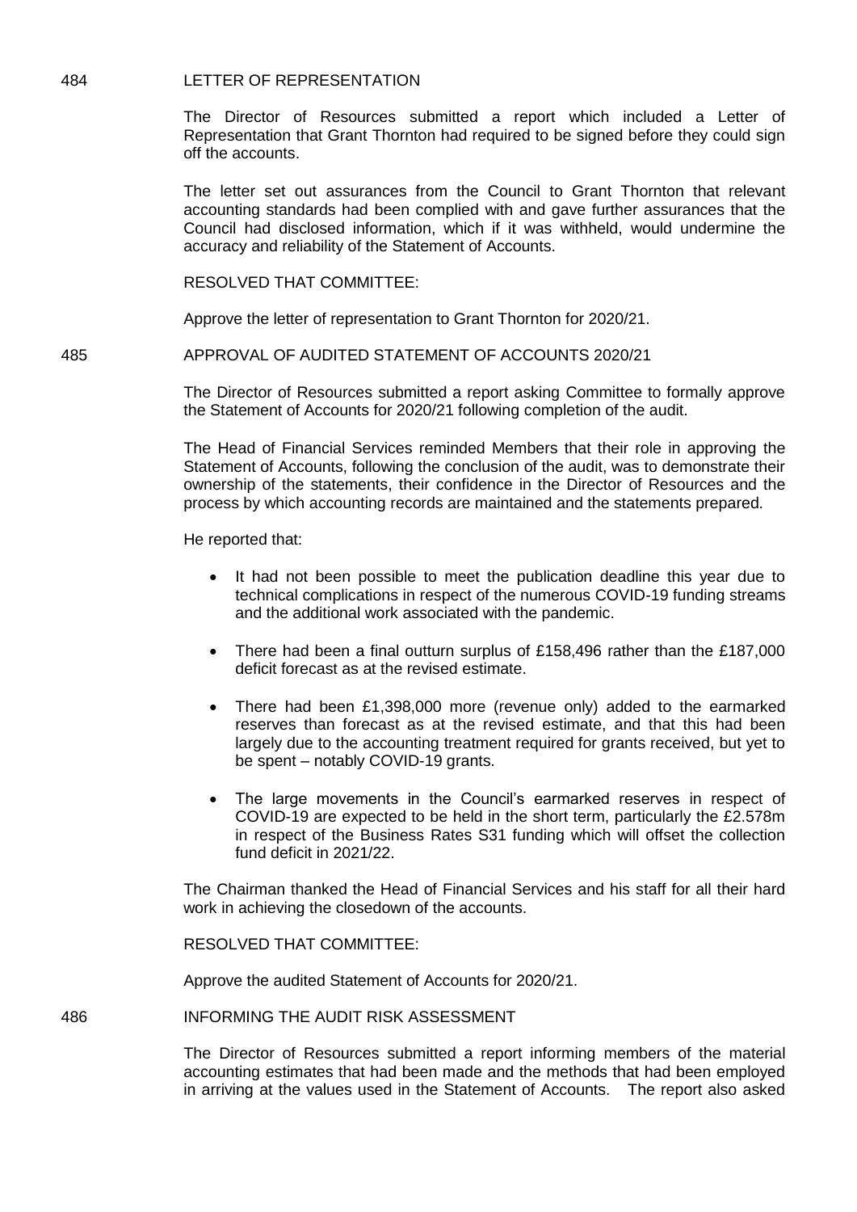## 484 LETTER OF REPRESENTATION

The Director of Resources submitted a report which included a Letter of Representation that Grant Thornton had required to be signed before they could sign off the accounts.

The letter set out assurances from the Council to Grant Thornton that relevant accounting standards had been complied with and gave further assurances that the Council had disclosed information, which if it was withheld, would undermine the accuracy and reliability of the Statement of Accounts.

RESOLVED THAT COMMITTEE:

Approve the letter of representation to Grant Thornton for 2020/21.

## 485 APPROVAL OF AUDITED STATEMENT OF ACCOUNTS 2020/21

The Director of Resources submitted a report asking Committee to formally approve the Statement of Accounts for 2020/21 following completion of the audit.

The Head of Financial Services reminded Members that their role in approving the Statement of Accounts, following the conclusion of the audit, was to demonstrate their ownership of the statements, their confidence in the Director of Resources and the process by which accounting records are maintained and the statements prepared.

He reported that:

- It had not been possible to meet the publication deadline this year due to technical complications in respect of the numerous COVID-19 funding streams and the additional work associated with the pandemic.
- There had been a final outturn surplus of £158,496 rather than the £187,000 deficit forecast as at the revised estimate.
- There had been £1,398,000 more (revenue only) added to the earmarked reserves than forecast as at the revised estimate, and that this had been largely due to the accounting treatment required for grants received, but yet to be spent – notably COVID-19 grants.
- The large movements in the Council's earmarked reserves in respect of COVID-19 are expected to be held in the short term, particularly the £2.578m in respect of the Business Rates S31 funding which will offset the collection fund deficit in 2021/22.

The Chairman thanked the Head of Financial Services and his staff for all their hard work in achieving the closedown of the accounts.

RESOLVED THAT COMMITTEE:

Approve the audited Statement of Accounts for 2020/21.

## 486 INFORMING THE AUDIT RISK ASSESSMENT

The Director of Resources submitted a report informing members of the material accounting estimates that had been made and the methods that had been employed in arriving at the values used in the Statement of Accounts. The report also asked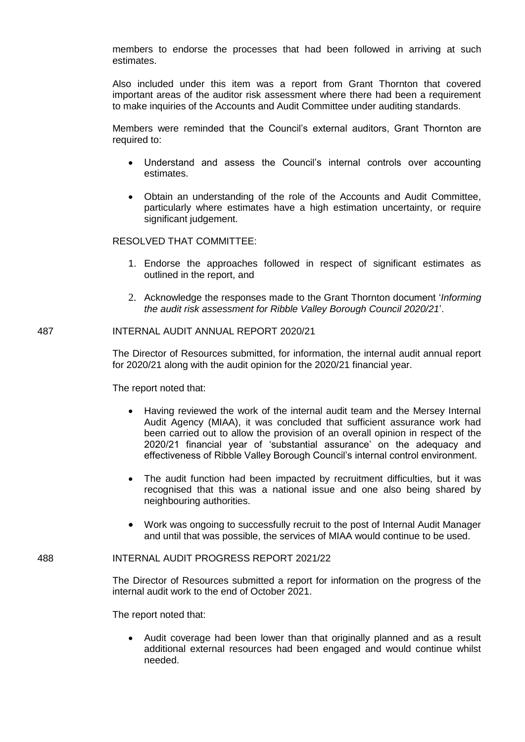members to endorse the processes that had been followed in arriving at such estimates.

Also included under this item was a report from Grant Thornton that covered important areas of the auditor risk assessment where there had been a requirement to make inquiries of the Accounts and Audit Committee under auditing standards.

Members were reminded that the Council's external auditors, Grant Thornton are required to:

- Understand and assess the Council's internal controls over accounting estimates.
- Obtain an understanding of the role of the Accounts and Audit Committee, particularly where estimates have a high estimation uncertainty, or require significant judgement.

RESOLVED THAT COMMITTEE:

1. Endorse the approaches followed in respect of significant estimates as outlined in the report, and
2. Acknowledge the responses made to the Grant Thornton document '*Informing the audit risk assessment for Ribble Valley Borough Council 2020/21*'.

487 INTERNAL AUDIT ANNUAL REPORT 2020/21

The Director of Resources submitted, for information, the internal audit annual report for 2020/21 along with the audit opinion for the 2020/21 financial year.

The report noted that:

- Having reviewed the work of the internal audit team and the Mersey Internal Audit Agency (MIAA), it was concluded that sufficient assurance work had been carried out to allow the provision of an overall opinion in respect of the 2020/21 financial year of 'substantial assurance' on the adequacy and effectiveness of Ribble Valley Borough Council's internal control environment.
- The audit function had been impacted by recruitment difficulties, but it was recognised that this was a national issue and one also being shared by neighbouring authorities.
- Work was ongoing to successfully recruit to the post of Internal Audit Manager and until that was possible, the services of MIAA would continue to be used.

488 INTERNAL AUDIT PROGRESS REPORT 2021/22

The Director of Resources submitted a report for information on the progress of the internal audit work to the end of October 2021.

The report noted that:

- Audit coverage had been lower than that originally planned and as a result additional external resources had been engaged and would continue whilst needed.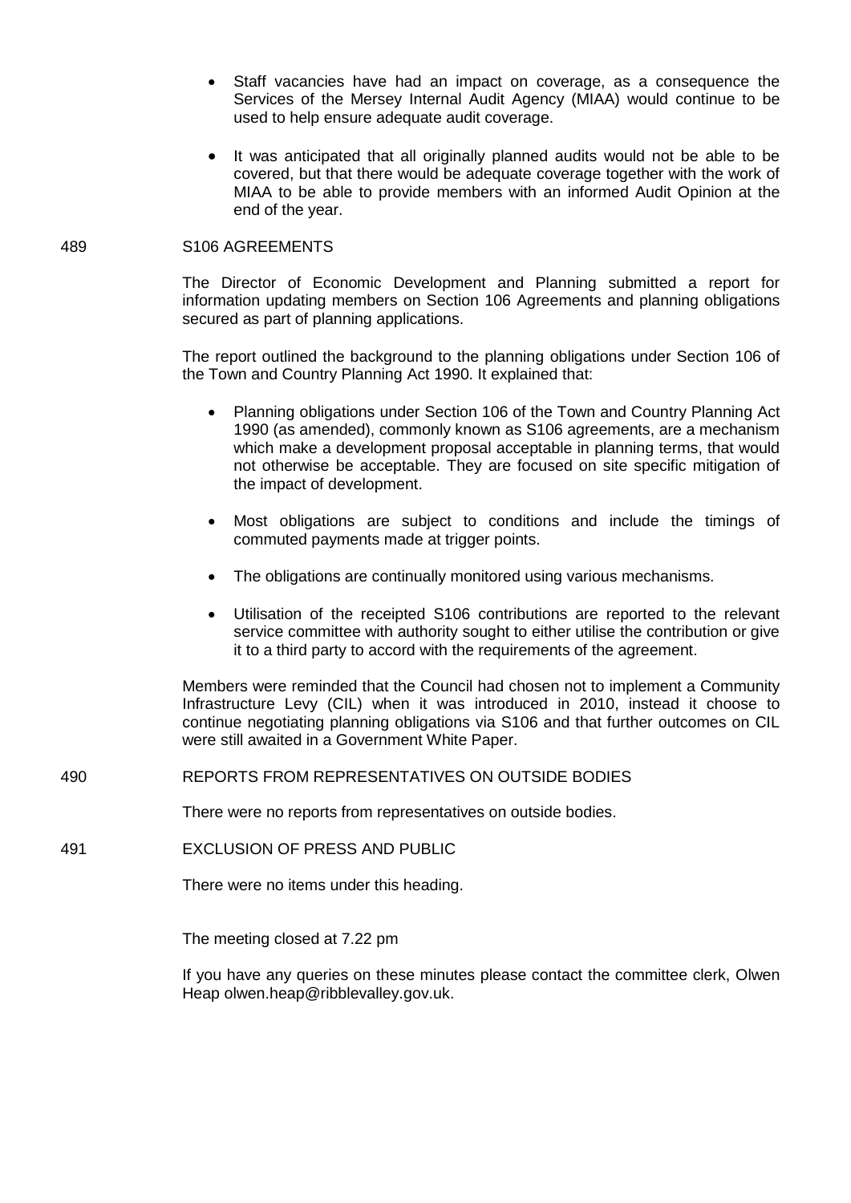- Staff vacancies have had an impact on coverage, as a consequence the Services of the Mersey Internal Audit Agency (MIAA) would continue to be used to help ensure adequate audit coverage.
- It was anticipated that all originally planned audits would not be able to be covered, but that there would be adequate coverage together with the work of MIAA to be able to provide members with an informed Audit Opinion at the end of the year.

489 S106 AGREEMENTS

The Director of Economic Development and Planning submitted a report for information updating members on Section 106 Agreements and planning obligations secured as part of planning applications.

The report outlined the background to the planning obligations under Section 106 of the Town and Country Planning Act 1990. It explained that:

- Planning obligations under Section 106 of the Town and Country Planning Act 1990 (as amended), commonly known as S106 agreements, are a mechanism which make a development proposal acceptable in planning terms, that would not otherwise be acceptable. They are focused on site specific mitigation of the impact of development.
- Most obligations are subject to conditions and include the timings of commuted payments made at trigger points.
- The obligations are continually monitored using various mechanisms.
- Utilisation of the receipted S106 contributions are reported to the relevant service committee with authority sought to either utilise the contribution or give it to a third party to accord with the requirements of the agreement.

Members were reminded that the Council had chosen not to implement a Community Infrastructure Levy (CIL) when it was introduced in 2010, instead it choose to continue negotiating planning obligations via S106 and that further outcomes on CIL were still awaited in a Government White Paper.

490 REPORTS FROM REPRESENTATIVES ON OUTSIDE BODIES

There were no reports from representatives on outside bodies.

491 EXCLUSION OF PRESS AND PUBLIC

There were no items under this heading.

The meeting closed at 7.22 pm

If you have any queries on these minutes please contact the committee clerk, Olwen Heap olwen.heap@ribblevalley.gov.uk.